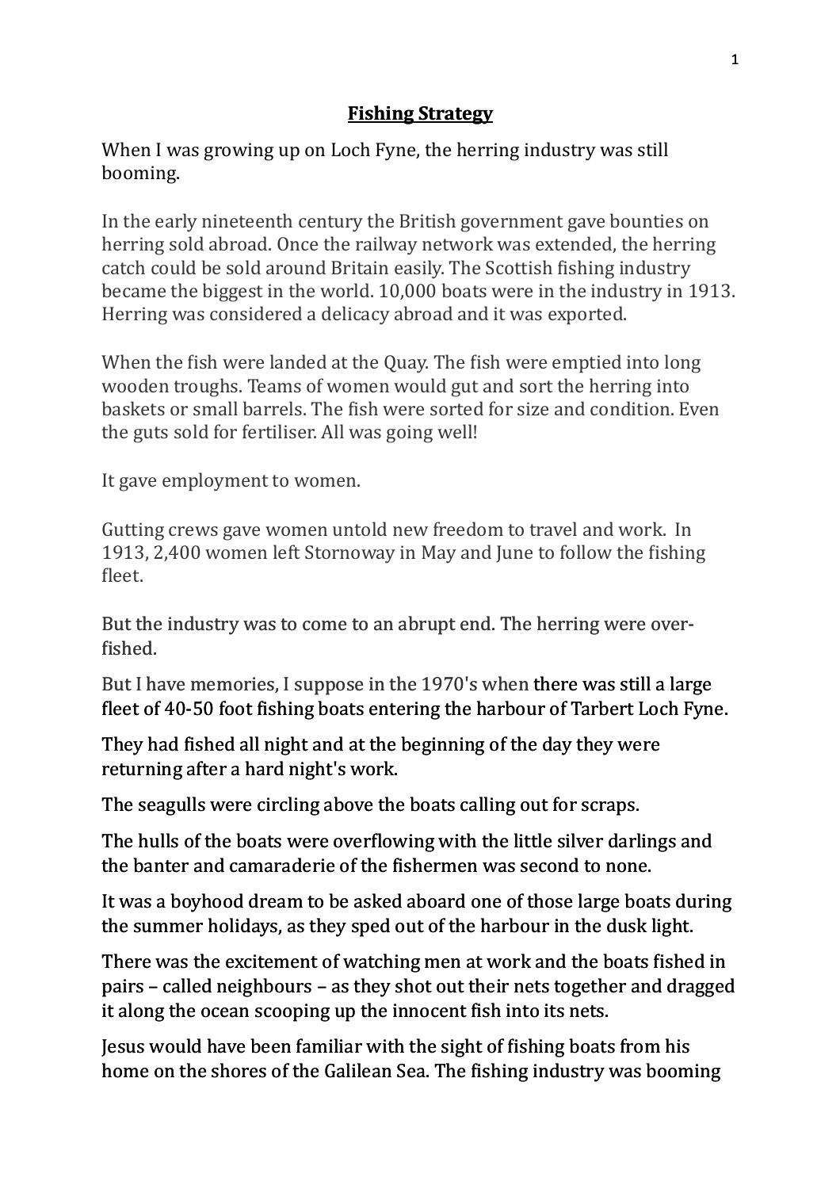# Fishing Strategy

When I was growing up on Loch Fyne, the herring industry was still booming.

In the early nineteenth century the British government gave bounties on herring sold abroad. Once the railway network was extended, the herring catch could be sold around Britain easily. The Scottish fishing industry became the biggest in the world. 10,000 boats were in the industry in 1913. Herring was considered a delicacy abroad and it was exported.

When the fish were landed at the Quay. The fish were emptied into long wooden troughs. Teams of women would gut and sort the herring into baskets or small barrels. The fish were sorted for size and condition. Even the guts sold for fertiliser. All was going well!

It gave employment to women.

Gutting crews gave women untold new freedom to travel and work. In 1913, 2,400 women left Stornoway in May and June to follow the fishing fleet.

But the industry was to come to an abrupt end. The herring were over-fished.

But I have memories, I suppose in the 1970's when there was still a large fleet of 40-50 foot fishing boats entering the harbour of Tarbert Loch Fyne.

They had fished all night and at the beginning of the day they were returning after a hard night's work.

The seagulls were circling above the boats calling out for scraps.

The hulls of the boats were overflowing with the little silver darlings and the banter and camaraderie of the fishermen was second to none.

It was a boyhood dream to be asked aboard one of those large boats during the summer holidays, as they sped out of the harbour in the dusk light.

There was the excitement of watching men at work and the boats fished in pairs – called neighbours – as they shot out their nets together and dragged it along the ocean scooping up the innocent fish into its nets.

Jesus would have been familiar with the sight of fishing boats from his home on the shores of the Galilean Sea. The fishing industry was booming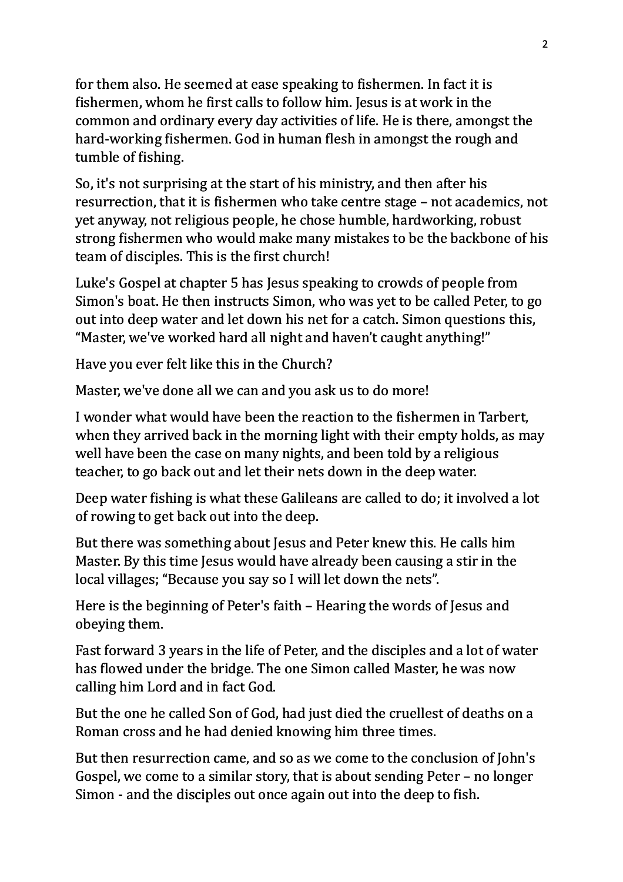for them also. He seemed at ease speaking to fishermen. In fact it is fishermen, whom he first calls to follow him. Jesus is at work in the common and ordinary every day activities of life. He is there, amongst the hard-working fishermen. God in human flesh in amongst the rough and tumble of fishing.

So, it's not surprising at the start of his ministry, and then after his resurrection, that it is fishermen who take centre stage – not academics, not yet anyway, not religious people, he chose humble, hardworking, robust strong fishermen who would make many mistakes to be the backbone of his team of disciples. This is the first church!

Luke's Gospel at chapter 5 has Jesus speaking to crowds of people from Simon's boat. He then instructs Simon, who was yet to be called Peter, to go out into deep water and let down his net for a catch. Simon questions this, "Master, we've worked hard all night and haven't caught anything!"

Have you ever felt like this in the Church?

Master, we've done all we can and you ask us to do more!

I wonder what would have been the reaction to the fishermen in Tarbert, when they arrived back in the morning light with their empty holds, as may well have been the case on many nights, and been told by a religious teacher, to go back out and let their nets down in the deep water.

Deep water fishing is what these Galileans are called to do; it involved a lot of rowing to get back out into the deep.

But there was something about Jesus and Peter knew this. He calls him Master. By this time Jesus would have already been causing a stir in the local villages; "Because you say so I will let down the nets".

Here is the beginning of Peter's faith – Hearing the words of Jesus and obeying them.

Fast forward 3 years in the life of Peter, and the disciples and a lot of water has flowed under the bridge. The one Simon called Master, he was now calling him Lord and in fact God.

But the one he called Son of God, had just died the cruellest of deaths on a Roman cross and he had denied knowing him three times.

But then resurrection came, and so as we come to the conclusion of John's Gospel, we come to a similar story, that is about sending Peter – no longer Simon - and the disciples out once again out into the deep to fish.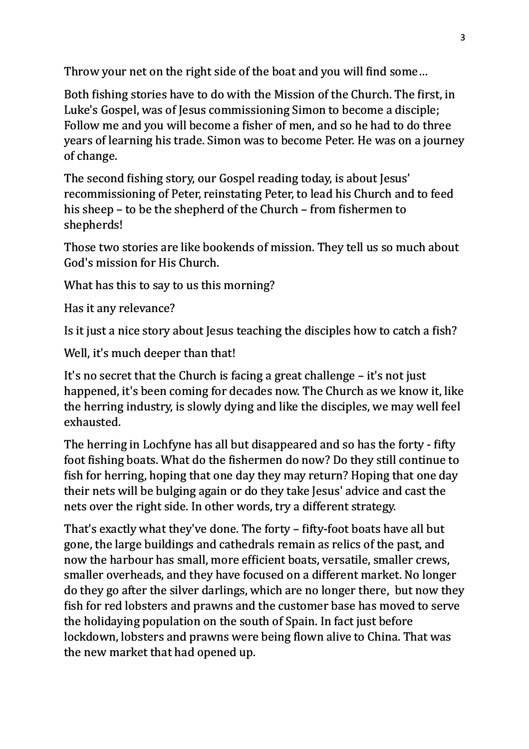Throw your net on the right side of the boat and you will find some…

Both fishing stories have to do with the Mission of the Church. The first, in Luke's Gospel, was of Jesus commissioning Simon to become a disciple; Follow me and you will become a fisher of men, and so he had to do three years of learning his trade. Simon was to become Peter. He was on a journey of change.

The second fishing story, our Gospel reading today, is about Jesus' recommissioning of Peter, reinstating Peter, to lead his Church and to feed his sheep – to be the shepherd of the Church – from fishermen to shepherds!

Those two stories are like bookends of mission. They tell us so much about God's mission for His Church.

What has this to say to us this morning?

Has it any relevance?

Is it just a nice story about Jesus teaching the disciples how to catch a fish?

Well, it's much deeper than that!

It's no secret that the Church is facing a great challenge – it's not just happened, it's been coming for decades now. The Church as we know it, like the herring industry, is slowly dying and like the disciples, we may well feel exhausted.

The herring in Lochfyne has all but disappeared and so has the forty - fifty foot fishing boats. What do the fishermen do now? Do they still continue to fish for herring, hoping that one day they may return? Hoping that one day their nets will be bulging again or do they take Jesus' advice and cast the nets over the right side. In other words, try a different strategy.

That's exactly what they've done. The forty – fifty-foot boats have all but gone, the large buildings and cathedrals remain as relics of the past, and now the harbour has small, more efficient boats, versatile, smaller crews, smaller overheads, and they have focused on a different market. No longer do they go after the silver darlings, which are no longer there, but now they fish for red lobsters and prawns and the customer base has moved to serve the holidaying population on the south of Spain. In fact just before lockdown, lobsters and prawns were being flown alive to China. That was the new market that had opened up.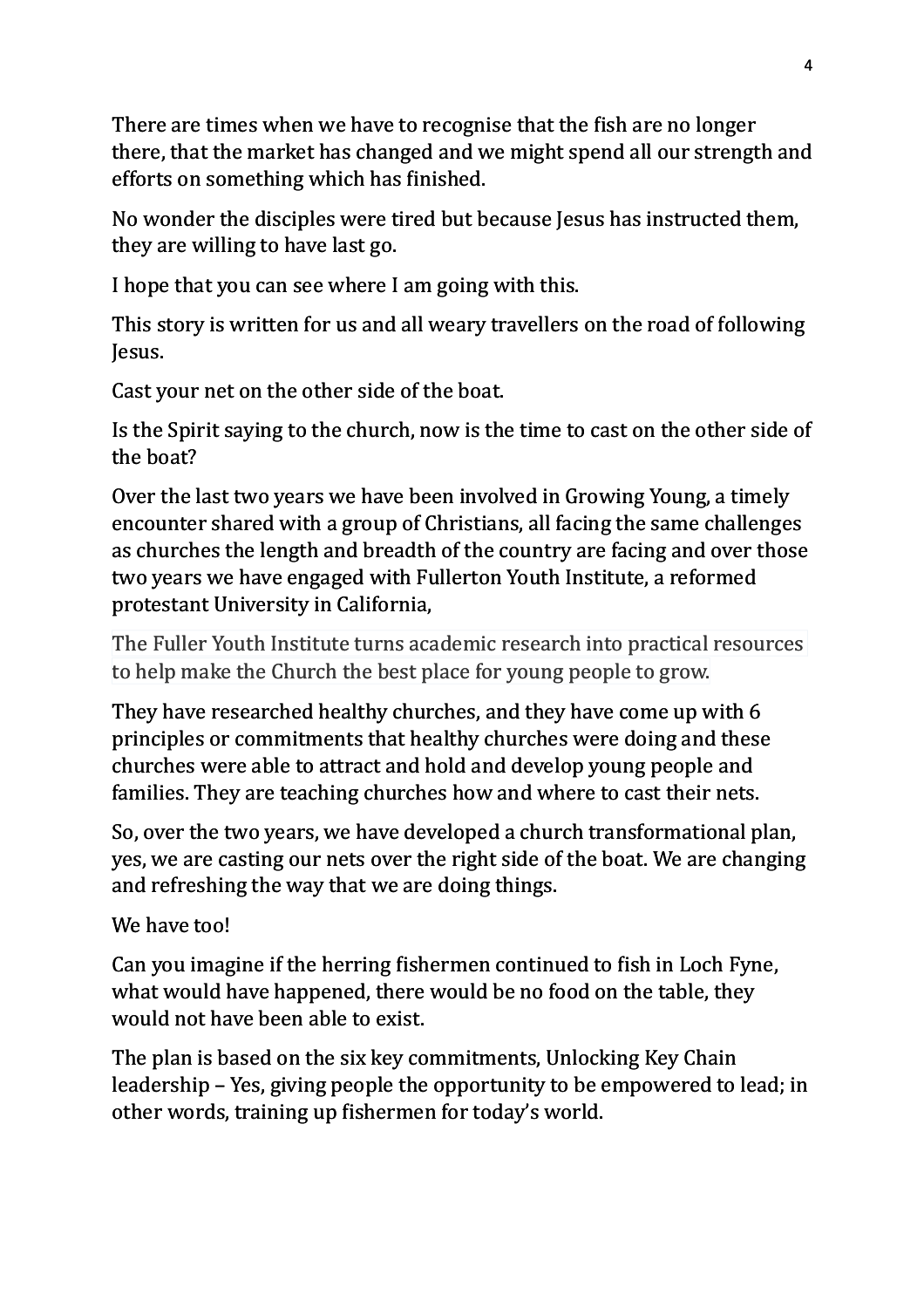There are times when we have to recognise that the fish are no longer there, that the market has changed and we might spend all our strength and efforts on something which has finished.

No wonder the disciples were tired but because Jesus has instructed them, they are willing to have last go.

I hope that you can see where I am going with this.

This story is written for us and all weary travellers on the road of following Jesus.

Cast your net on the other side of the boat.

Is the Spirit saying to the church, now is the time to cast on the other side of the boat?

Over the last two years we have been involved in Growing Young, a timely encounter shared with a group of Christians, all facing the same challenges as churches the length and breadth of the country are facing and over those two years we have engaged with Fullerton Youth Institute, a reformed protestant University in California,

The Fuller Youth Institute turns academic research into practical resources to help make the Church the best place for young people to grow.

They have researched healthy churches, and they have come up with 6 principles or commitments that healthy churches were doing and these churches were able to attract and hold and develop young people and families. They are teaching churches how and where to cast their nets.

So, over the two years, we have developed a church transformational plan, yes, we are casting our nets over the right side of the boat. We are changing and refreshing the way that we are doing things.

We have too!

Can you imagine if the herring fishermen continued to fish in Loch Fyne, what would have happened, there would be no food on the table, they would not have been able to exist.

The plan is based on the six key commitments, Unlocking Key Chain leadership – Yes, giving people the opportunity to be empowered to lead; in other words, training up fishermen for today's world.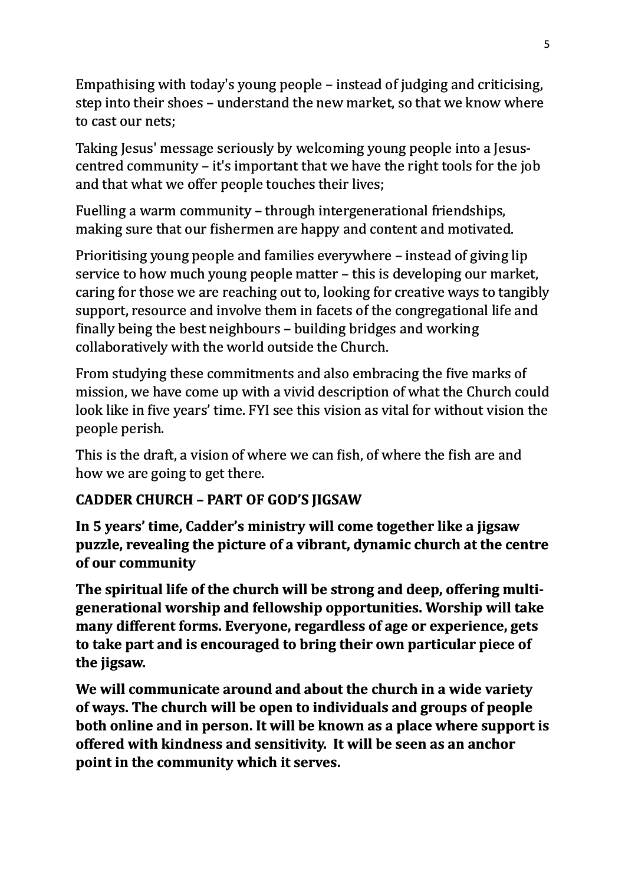Empathising with today's young people – instead of judging and criticising, step into their shoes – understand the new market, so that we know where to cast our nets;

Taking Jesus' message seriously by welcoming young people into a Jesus-centred community – it's important that we have the right tools for the job and that what we offer people touches their lives;

Fuelling a warm community – through intergenerational friendships, making sure that our fishermen are happy and content and motivated.

Prioritising young people and families everywhere – instead of giving lip service to how much young people matter – this is developing our market, caring for those we are reaching out to, looking for creative ways to tangibly support, resource and involve them in facets of the congregational life and finally being the best neighbours – building bridges and working collaboratively with the world outside the Church.

From studying these commitments and also embracing the five marks of mission, we have come up with a vivid description of what the Church could look like in five years' time. FYI see this vision as vital for without vision the people perish.

This is the draft, a vision of where we can fish, of where the fish are and how we are going to get there.

**CADDER CHURCH – PART OF GOD'S JIGSAW**

**In 5 years' time, Cadder's ministry will come together like a jigsaw puzzle, revealing the picture of a vibrant, dynamic church at the centre of our community**

**The spiritual life of the church will be strong and deep, offering multi-generational worship and fellowship opportunities. Worship will take many different forms. Everyone, regardless of age or experience, gets to take part and is encouraged to bring their own particular piece of the jigsaw.**

**We will communicate around and about the church in a wide variety of ways. The church will be open to individuals and groups of people both online and in person. It will be known as a place where support is offered with kindness and sensitivity. It will be seen as an anchor point in the community which it serves.**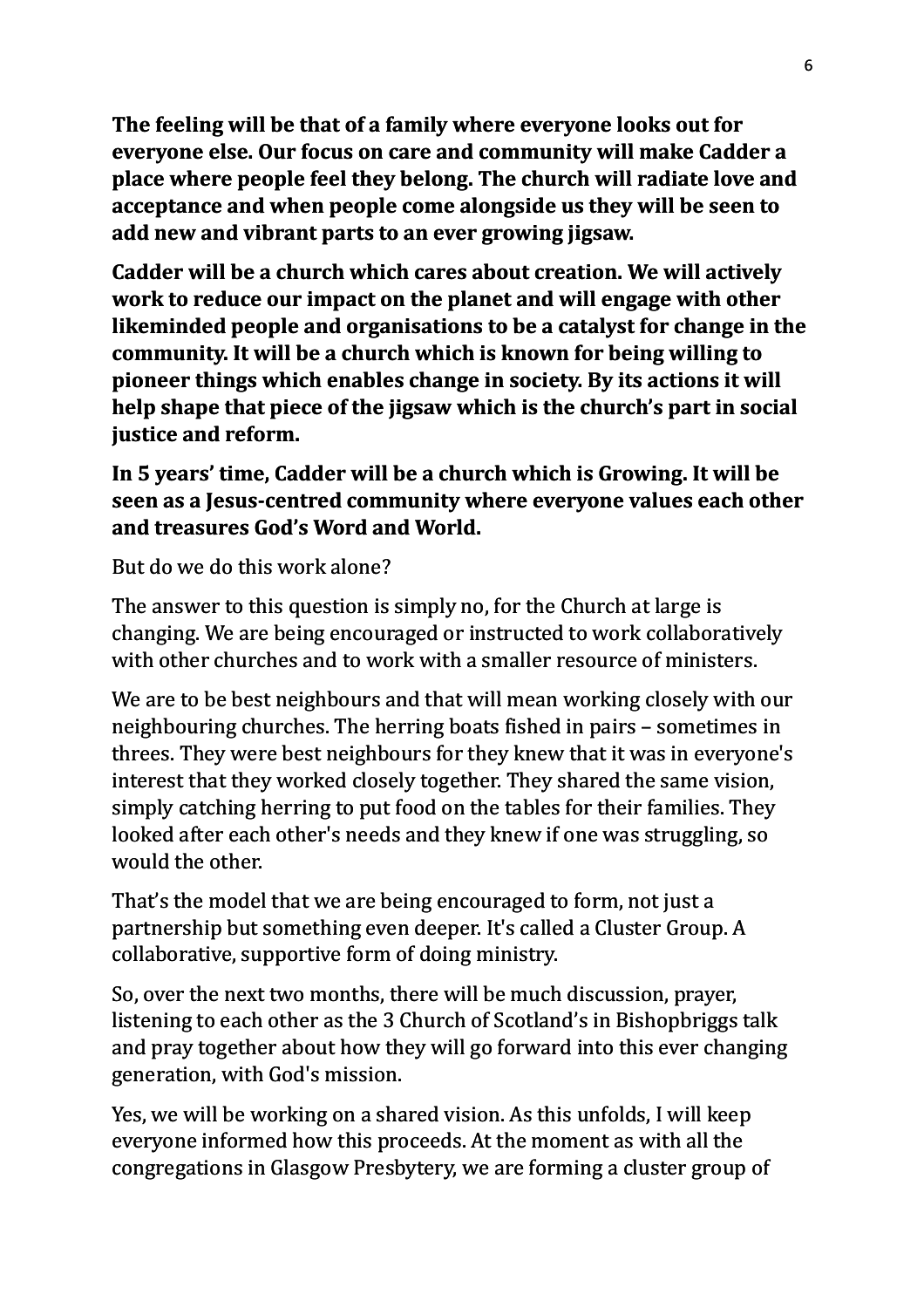**The feeling will be that of a family where everyone looks out for everyone else. Our focus on care and community will make Cadder a place where people feel they belong. The church will radiate love and acceptance and when people come alongside us they will be seen to add new and vibrant parts to an ever growing jigsaw.**

**Cadder will be a church which cares about creation. We will actively work to reduce our impact on the planet and will engage with other likeminded people and organisations to be a catalyst for change in the community. It will be a church which is known for being willing to pioneer things which enables change in society. By its actions it will help shape that piece of the jigsaw which is the church's part in social justice and reform.**

**In 5 years' time, Cadder will be a church which is Growing. It will be seen as a Jesus-centred community where everyone values each other and treasures God's Word and World.**

But do we do this work alone?

The answer to this question is simply no, for the Church at large is changing. We are being encouraged or instructed to work collaboratively with other churches and to work with a smaller resource of ministers.

We are to be best neighbours and that will mean working closely with our neighbouring churches. The herring boats fished in pairs – sometimes in threes. They were best neighbours for they knew that it was in everyone's interest that they worked closely together. They shared the same vision, simply catching herring to put food on the tables for their families. They looked after each other's needs and they knew if one was struggling, so would the other.

That's the model that we are being encouraged to form, not just a partnership but something even deeper. It's called a Cluster Group. A collaborative, supportive form of doing ministry.

So, over the next two months, there will be much discussion, prayer, listening to each other as the 3 Church of Scotland's in Bishopbriggs talk and pray together about how they will go forward into this ever changing generation, with God's mission.

Yes, we will be working on a shared vision. As this unfolds, I will keep everyone informed how this proceeds. At the moment as with all the congregations in Glasgow Presbytery, we are forming a cluster group of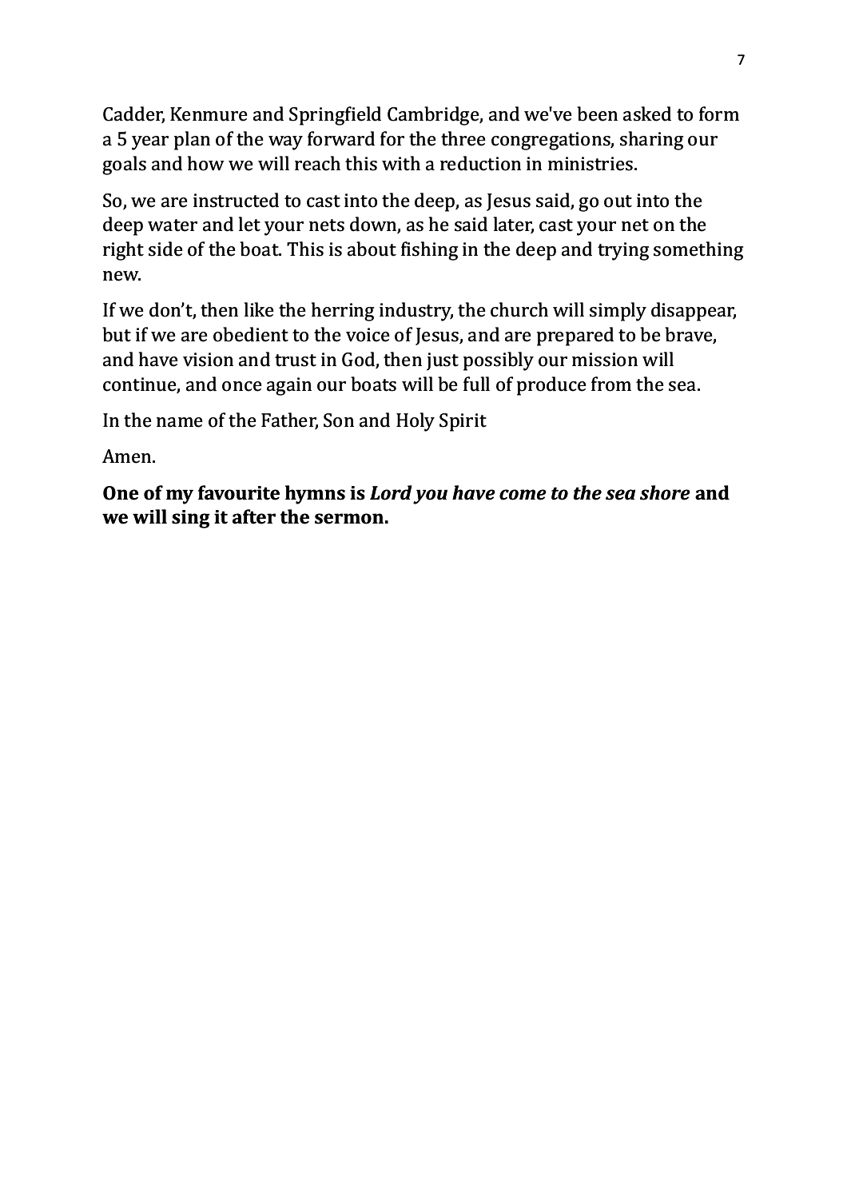Cadder, Kenmure and Springfield Cambridge, and we've been asked to form a 5 year plan of the way forward for the three congregations, sharing our goals and how we will reach this with a reduction in ministries.

So, we are instructed to cast into the deep, as Jesus said, go out into the deep water and let your nets down, as he said later, cast your net on the right side of the boat. This is about fishing in the deep and trying something new.

If we don't, then like the herring industry, the church will simply disappear, but if we are obedient to the voice of Jesus, and are prepared to be brave, and have vision and trust in God, then just possibly our mission will continue, and once again our boats will be full of produce from the sea.

In the name of the Father, Son and Holy Spirit

Amen.

**One of my favourite hymns is *Lord you have come to the sea shore* and we will sing it after the sermon.**